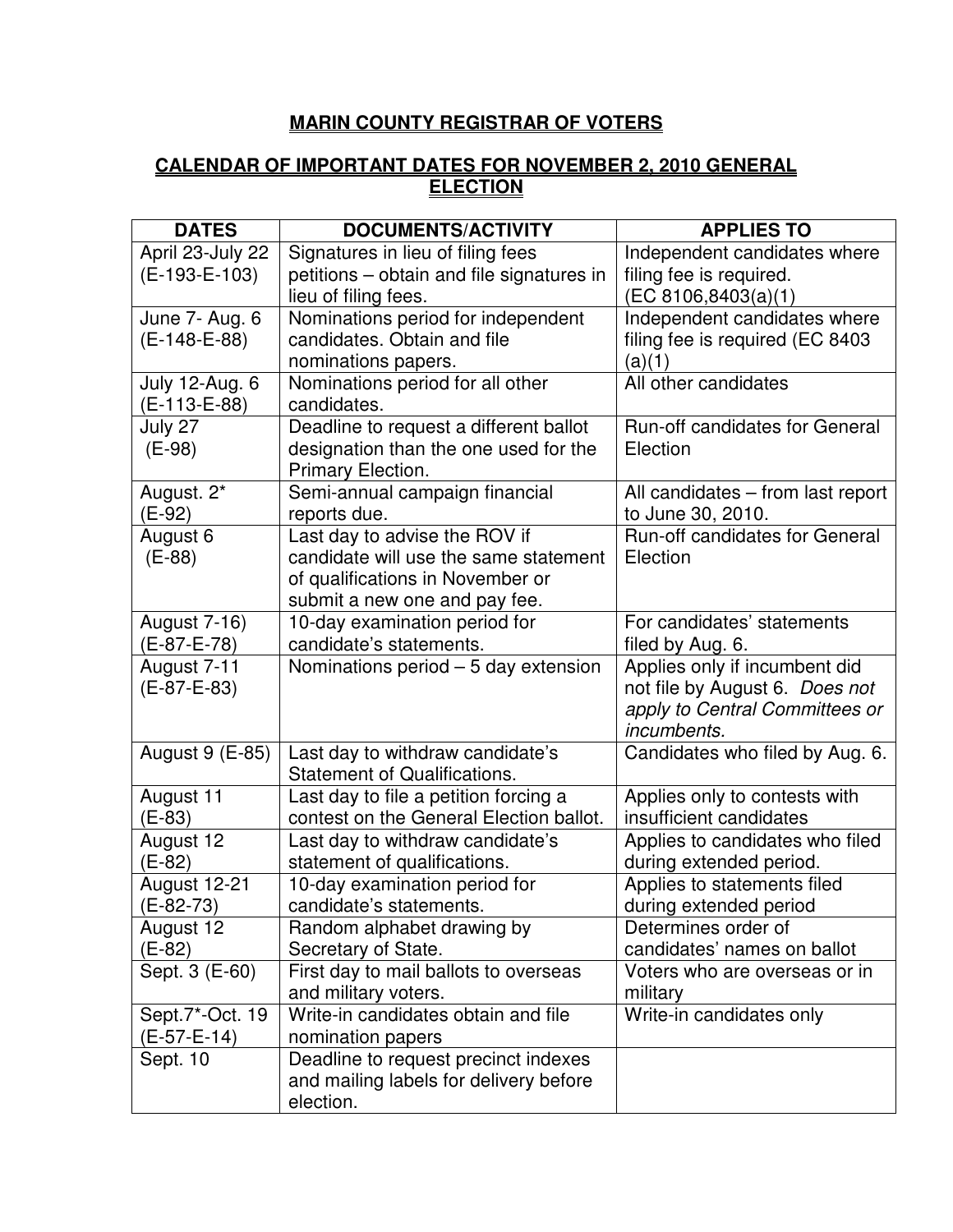# MARIN COUNTY REGISTRAR OF VOTERS

## CALENDAR OF IMPORTANT DATES FOR NOVEMBER 2, 2010 GENERAL ELECTION

| DATES | DOCUMENTS/ACTIVITY | APPLIES TO |
| --- | --- | --- |
| April 23-July 22 (E-193-E-103) | Signatures in lieu of filing fees petitions – obtain and file signatures in lieu of filing fees. | Independent candidates where filing fee is required. (EC 8106,8403(a)(1) |
| June 7- Aug. 6 (E-148-E-88) | Nominations period for independent candidates. Obtain and file nominations papers. | Independent candidates where filing fee is required (EC 8403 (a)(1) |
| July 12-Aug. 6 (E-113-E-88) | Nominations period for all other candidates. | All other candidates |
| July 27 (E-98) | Deadline to request a different ballot designation than the one used for the Primary Election. | Run-off candidates for General Election |
| August. 2* (E-92) | Semi-annual campaign financial reports due. | All candidates – from last report to June 30, 2010. |
| August 6 (E-88) | Last day to advise the ROV if candidate will use the same statement of qualifications in November or submit a new one and pay fee. | Run-off candidates for General Election |
| August 7-16) (E-87-E-78) | 10-day examination period for candidate's statements. | For candidates' statements filed by Aug. 6. |
| August 7-11 (E-87-E-83) | Nominations period – 5 day extension | Applies only if incumbent did not file by August 6. *Does not apply to Central Committees or incumbents.* |
| August 9 (E-85) | Last day to withdraw candidate's Statement of Qualifications. | Candidates who filed by Aug. 6. |
| August 11 (E-83) | Last day to file a petition forcing a contest on the General Election ballot. | Applies only to contests with insufficient candidates |
| August 12 (E-82) | Last day to withdraw candidate's statement of qualifications. | Applies to candidates who filed during extended period. |
| August 12-21 (E-82-73) | 10-day examination period for candidate's statements. | Applies to statements filed during extended period |
| August 12 (E-82) | Random alphabet drawing by Secretary of State. | Determines order of candidates' names on ballot |
| Sept. 3 (E-60) | First day to mail ballots to overseas and military voters. | Voters who are overseas or in military |
| Sept.7*-Oct. 19 (E-57-E-14) | Write-in candidates obtain and file nomination papers | Write-in candidates only |
| Sept. 10 | Deadline to request precinct indexes and mailing labels for delivery before election. | |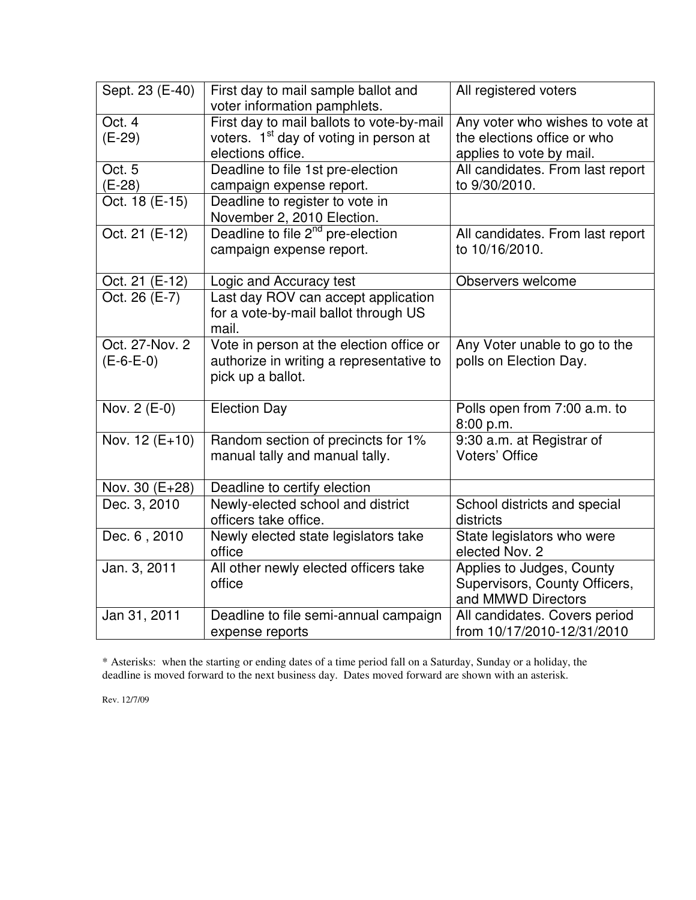| | | |
|---|---|---|
| Sept. 23 (E-40) | First day to mail sample ballot and voter information pamphlets. | All registered voters |
| Oct. 4 (E-29) | First day to mail ballots to vote-by-mail voters. 1st day of voting in person at elections office. | Any voter who wishes to vote at the elections office or who applies to vote by mail. |
| Oct. 5 (E-28) | Deadline to file 1st pre-election campaign expense report. | All candidates. From last report to 9/30/2010. |
| Oct. 18 (E-15) | Deadline to register to vote in November 2, 2010 Election. | |
| Oct. 21 (E-12) | Deadline to file 2nd pre-election campaign expense report. | All candidates. From last report to 10/16/2010. |
| Oct. 21 (E-12) | Logic and Accuracy test | Observers welcome |
| Oct. 26 (E-7) | Last day ROV can accept application for a vote-by-mail ballot through US mail. | |
| Oct. 27-Nov. 2 (E-6-E-0) | Vote in person at the election office or authorize in writing a representative to pick up a ballot. | Any Voter unable to go to the polls on Election Day. |
| Nov. 2 (E-0) | Election Day | Polls open from 7:00 a.m. to 8:00 p.m. |
| Nov. 12 (E+10) | Random section of precincts for 1% manual tally and manual tally. | 9:30 a.m. at Registrar of Voters' Office |
| Nov. 30 (E+28) | Deadline to certify election | |
| Dec. 3, 2010 | Newly-elected school and district officers take office. | School districts and special districts |
| Dec. 6 , 2010 | Newly elected state legislators take office | State legislators who were elected Nov. 2 |
| Jan. 3, 2011 | All other newly elected officers take office | Applies to Judges, County Supervisors, County Officers, and MMWD Directors |
| Jan 31, 2011 | Deadline to file semi-annual campaign expense reports | All candidates. Covers period from 10/17/2010-12/31/2010 |

* Asterisks: when the starting or ending dates of a time period fall on a Saturday, Sunday or a holiday, the deadline is moved forward to the next business day. Dates moved forward are shown with an asterisk.

Rev. 12/7/09